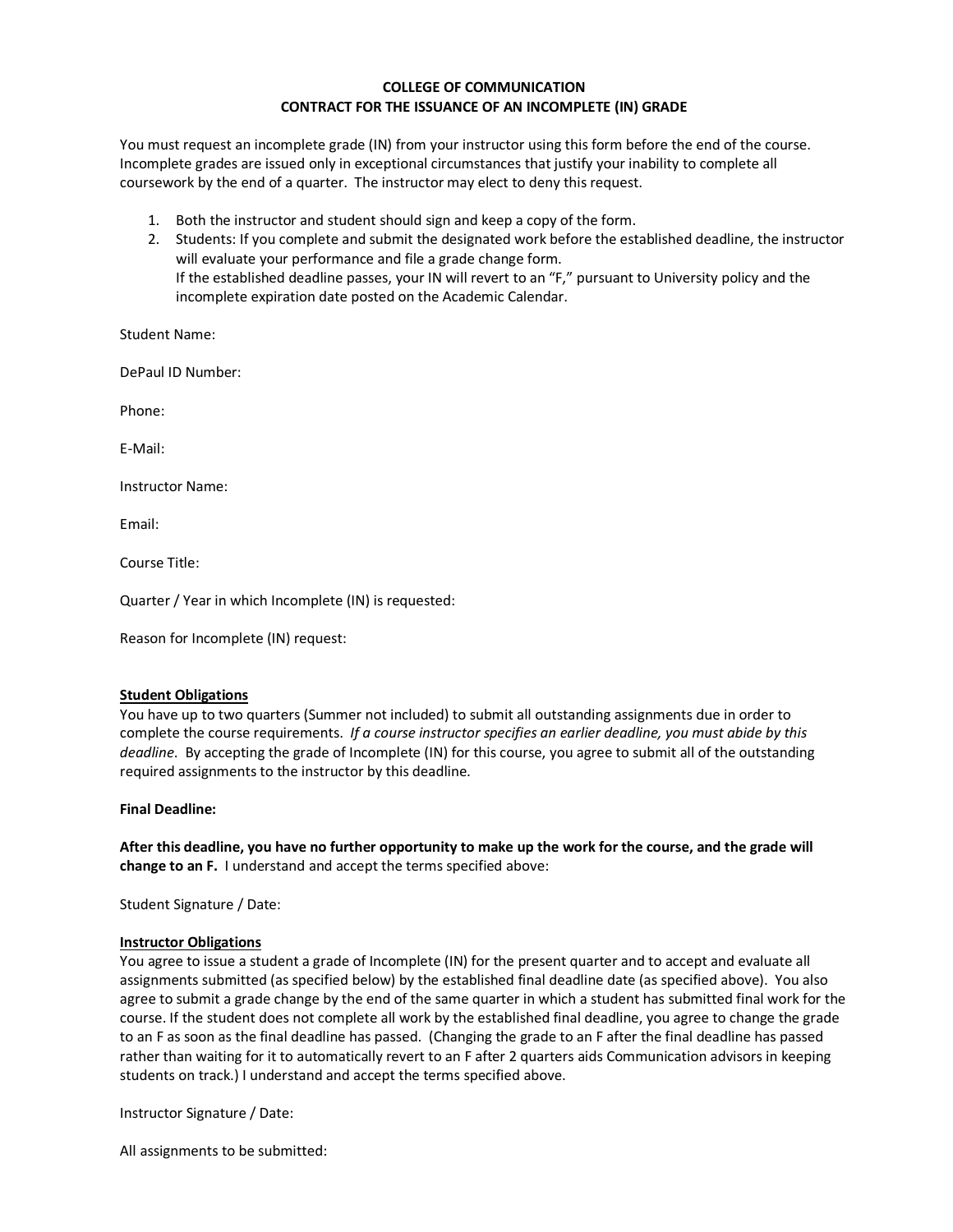# COLLEGE OF COMMUNICATION
## CONTRACT FOR THE ISSUANCE OF AN INCOMPLETE (IN) GRADE

You must request an incomplete grade (IN) from your instructor using this form before the end of the course. Incomplete grades are issued only in exceptional circumstances that justify your inability to complete all coursework by the end of a quarter. The instructor may elect to deny this request.

1. Both the instructor and student should sign and keep a copy of the form.
2. Students: If you complete and submit the designated work before the established deadline, the instructor will evaluate your performance and file a grade change form.
   If the established deadline passes, your IN will revert to an "F," pursuant to University policy and the incomplete expiration date posted on the Academic Calendar.

Student Name:

DePaul ID Number:

Phone:

E-Mail:

Instructor Name:

Email:

Course Title:

Quarter / Year in which Incomplete (IN) is requested:

Reason for Incomplete (IN) request:

**Student Obligations**

You have up to two quarters (Summer not included) to submit all outstanding assignments due in order to complete the course requirements. *If a course instructor specifies an earlier deadline, you must abide by this deadline*. By accepting the grade of Incomplete (IN) for this course, you agree to submit all of the outstanding required assignments to the instructor by this deadline.

**Final Deadline:**

**After this deadline, you have no further opportunity to make up the work for the course, and the grade will change to an F.** I understand and accept the terms specified above:

Student Signature / Date:

**Instructor Obligations**

You agree to issue a student a grade of Incomplete (IN) for the present quarter and to accept and evaluate all assignments submitted (as specified below) by the established final deadline date (as specified above). You also agree to submit a grade change by the end of the same quarter in which a student has submitted final work for the course. If the student does not complete all work by the established final deadline, you agree to change the grade to an F as soon as the final deadline has passed. (Changing the grade to an F after the final deadline has passed rather than waiting for it to automatically revert to an F after 2 quarters aids Communication advisors in keeping students on track.) I understand and accept the terms specified above.

Instructor Signature / Date:

All assignments to be submitted: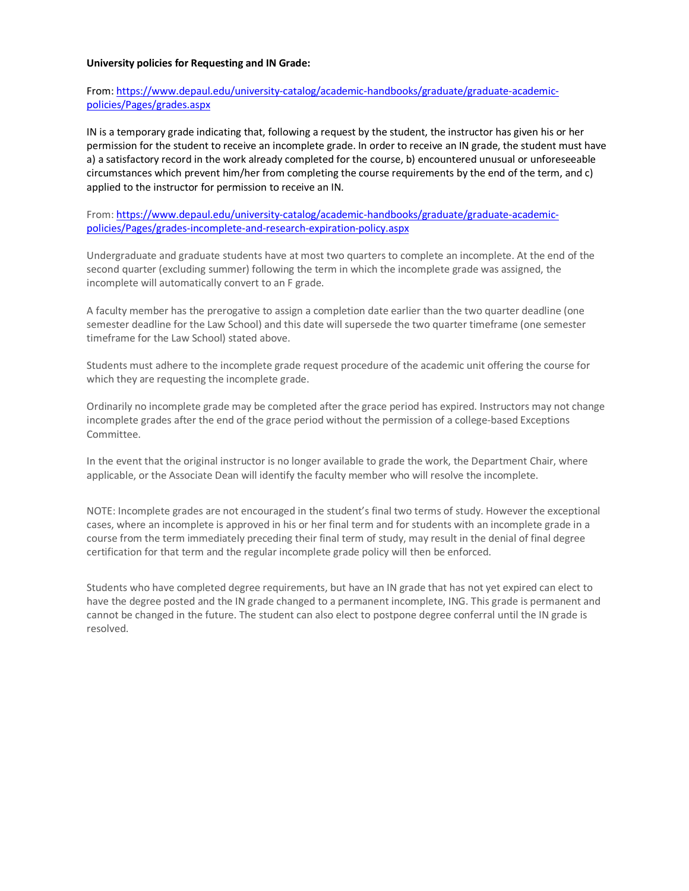**University policies for Requesting and IN Grade:**

From: [https://www.depaul.edu/university-catalog/academic-handbooks/graduate/graduate-academic-policies/Pages/grades.aspx](https://www.depaul.edu/university-catalog/academic-handbooks/graduate/graduate-academic-policies/Pages/grades.aspx)

IN is a temporary grade indicating that, following a request by the student, the instructor has given his or her permission for the student to receive an incomplete grade. In order to receive an IN grade, the student must have a) a satisfactory record in the work already completed for the course, b) encountered unusual or unforeseeable circumstances which prevent him/her from completing the course requirements by the end of the term, and c) applied to the instructor for permission to receive an IN.

From: [https://www.depaul.edu/university-catalog/academic-handbooks/graduate/graduate-academic-policies/Pages/grades-incomplete-and-research-expiration-policy.aspx](https://www.depaul.edu/university-catalog/academic-handbooks/graduate/graduate-academic-policies/Pages/grades-incomplete-and-research-expiration-policy.aspx)

Undergraduate and graduate students have at most two quarters to complete an incomplete. At the end of the second quarter (excluding summer) following the term in which the incomplete grade was assigned, the incomplete will automatically convert to an F grade.

A faculty member has the prerogative to assign a completion date earlier than the two quarter deadline (one semester deadline for the Law School) and this date will supersede the two quarter timeframe (one semester timeframe for the Law School) stated above.

Students must adhere to the incomplete grade request procedure of the academic unit offering the course for which they are requesting the incomplete grade.

Ordinarily no incomplete grade may be completed after the grace period has expired. Instructors may not change incomplete grades after the end of the grace period without the permission of a college-based Exceptions Committee.

In the event that the original instructor is no longer available to grade the work, the Department Chair, where applicable, or the Associate Dean will identify the faculty member who will resolve the incomplete.

NOTE: Incomplete grades are not encouraged in the student's final two terms of study. However the exceptional cases, where an incomplete is approved in his or her final term and for students with an incomplete grade in a course from the term immediately preceding their final term of study, may result in the denial of final degree certification for that term and the regular incomplete grade policy will then be enforced.

Students who have completed degree requirements, but have an IN grade that has not yet expired can elect to have the degree posted and the IN grade changed to a permanent incomplete, ING. This grade is permanent and cannot be changed in the future. The student can also elect to postpone degree conferral until the IN grade is resolved.